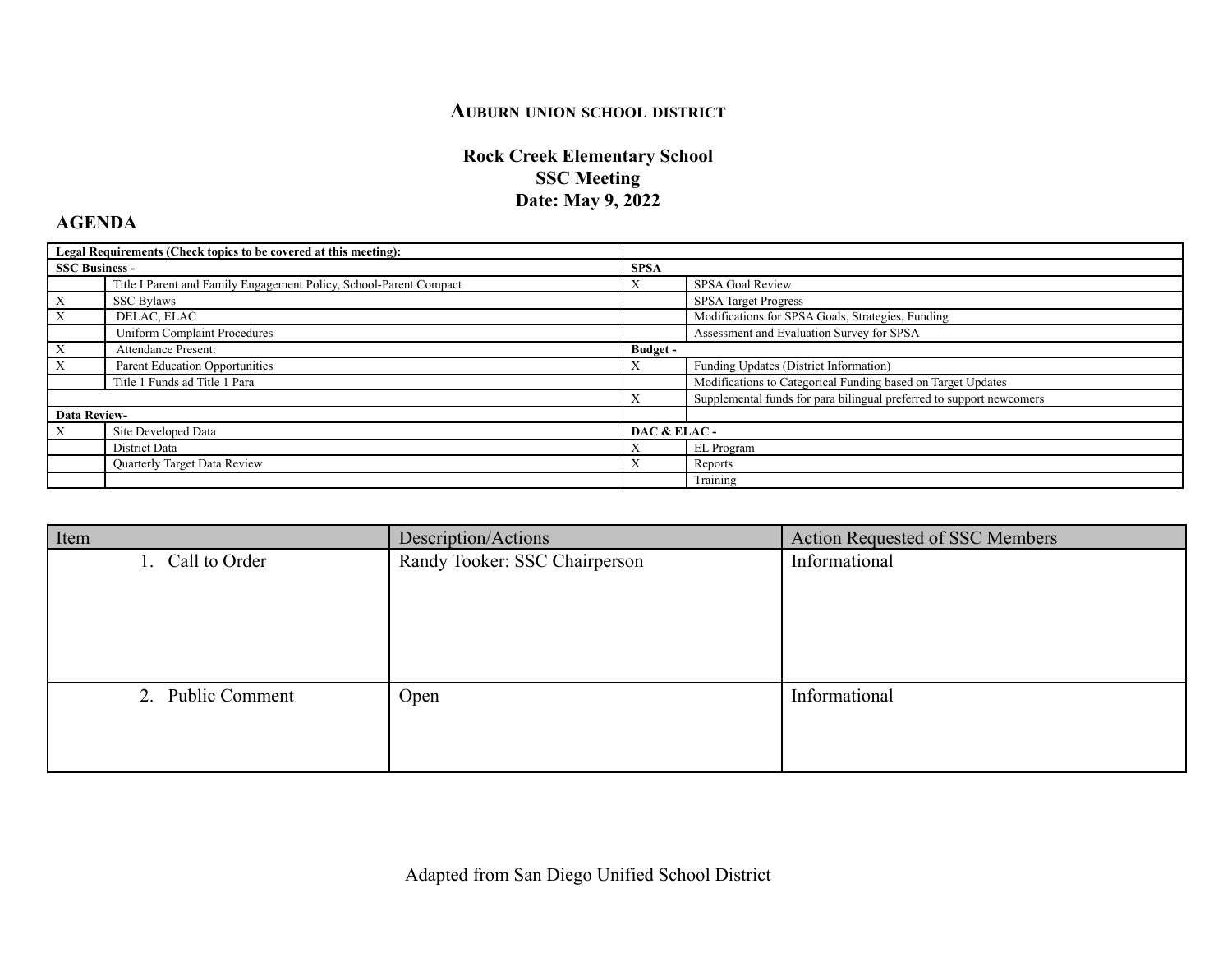**Auburn union school district**

**Rock Creek Elementary School**
**SSC Meeting**
**Date: May 9, 2022**

## AGENDA

| **Legal Requirements (Check topics to be covered at this meeting):** | | | |
|---|---|---|---|
| **SSC Business -** | | **SPSA** | |
| | Title I Parent and Family Engagement Policy, School-Parent Compact | X | SPSA Goal Review |
| X | SSC Bylaws | | SPSA Target Progress |
| X | DELAC, ELAC | | Modifications for SPSA Goals, Strategies, Funding |
| | Uniform Complaint Procedures | | Assessment and Evaluation Survey for SPSA |
| X | Attendance Present: | **Budget -** | |
| X | Parent Education Opportunities | X | Funding Updates (District Information) |
| | Title 1 Funds ad Title 1 Para | | Modifications to Categorical Funding based on Target Updates |
| | | X | Supplemental funds for para bilingual preferred to support newcomers |
| **Data Review-** | | | |
| X | Site Developed Data | **DAC & ELAC -** | |
| | District Data | X | EL Program |
| | Quarterly Target Data Review | X | Reports |
| | | | Training |

| Item | Description/Actions | Action Requested of SSC Members |
|---|---|---|
| 1. Call to Order | Randy Tooker: SSC Chairperson | Informational |
| 2. Public Comment | Open | Informational |

Adapted from San Diego Unified School District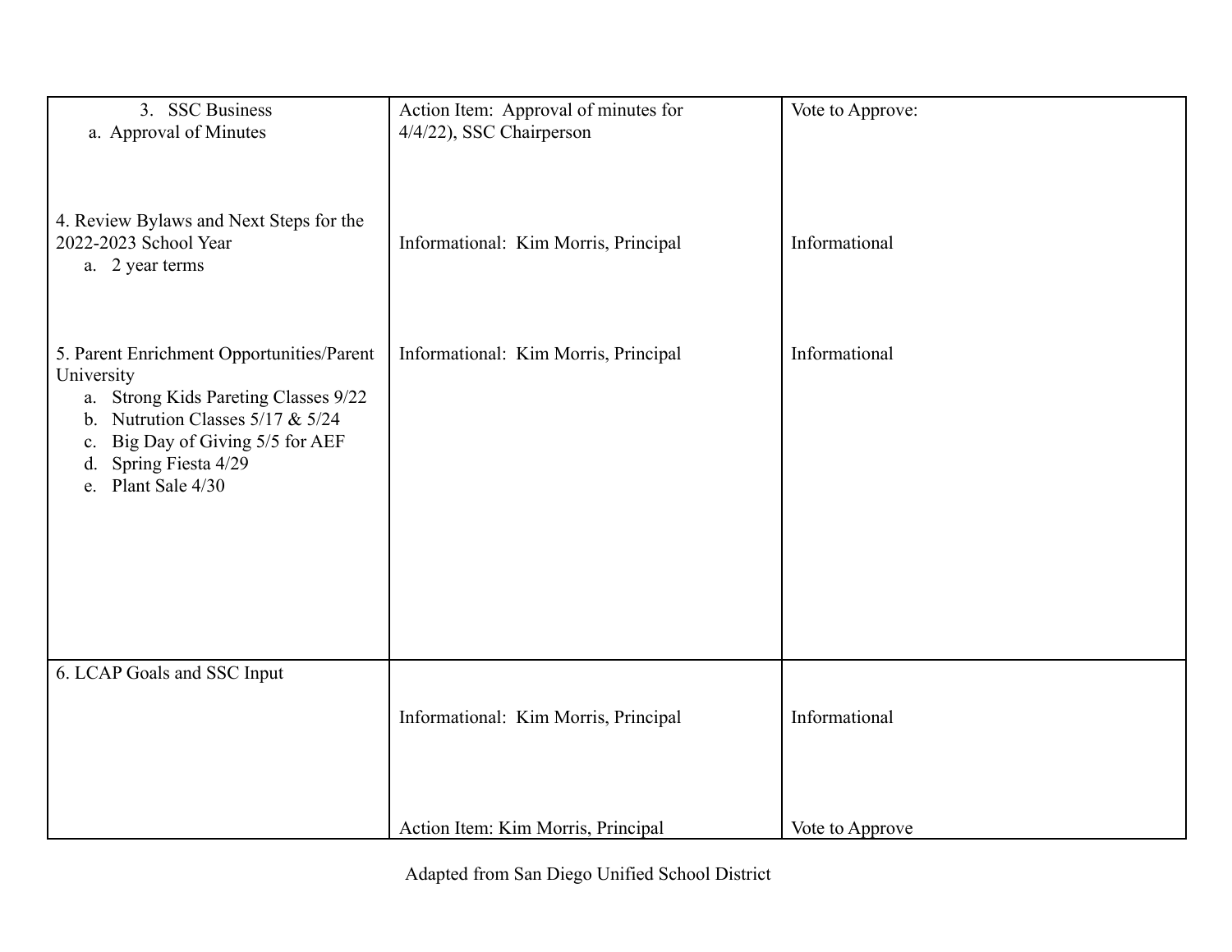| | | |
|---|---|---|
| 3. SSC Business<br>a. Approval of Minutes<br><br><br><br>4. Review Bylaws and Next Steps for the 2022-2023 School Year<br>a. 2 year terms<br><br><br><br>5. Parent Enrichment Opportunities/Parent University<br>a. Strong Kids Pareting Classes 9/22<br>b. Nutrution Classes 5/17 & 5/24<br>c. Big Day of Giving 5/5 for AEF<br>d. Spring Fiesta 4/29<br>e. Plant Sale 4/30 | Action Item: Approval of minutes for 4/4/22), SSC Chairperson<br><br><br><br>Informational: Kim Morris, Principal<br><br><br><br>Informational: Kim Morris, Principal | Vote to Approve:<br><br><br><br>Informational<br><br><br><br>Informational |
| 6. LCAP Goals and SSC Input | Informational: Kim Morris, Principal<br><br><br>Action Item: Kim Morris, Principal | Informational<br><br><br>Vote to Approve |

Adapted from San Diego Unified School District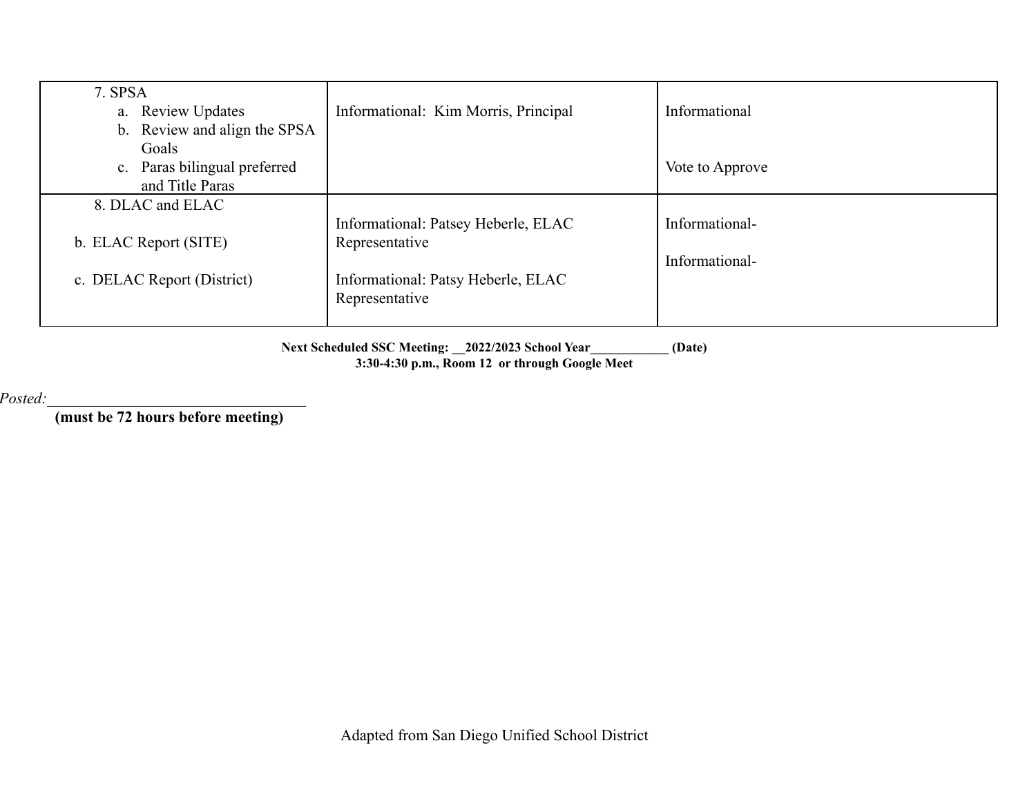| | | |
|---|---|---|
| 7. SPSA<br>a. Review Updates<br>b. Review and align the SPSA Goals<br>c. Paras bilingual preferred and Title Paras | Informational: Kim Morris, Principal | Informational<br><br>Vote to Approve |
| 8. DLAC and ELAC<br><br>b. ELAC Report (SITE)<br><br>c. DELAC Report (District) | Informational: Patsey Heberle, ELAC Representative<br><br>Informational: Patsy Heberle, ELAC Representative | Informational-<br><br>Informational- |

**Next Scheduled SSC Meeting: __2022/2023 School Year____________ (Date)**
**3:30-4:30 p.m., Room 12 or through Google Meet**

*Posted:*__________________________________
**(must be 72 hours before meeting)**

Adapted from San Diego Unified School District